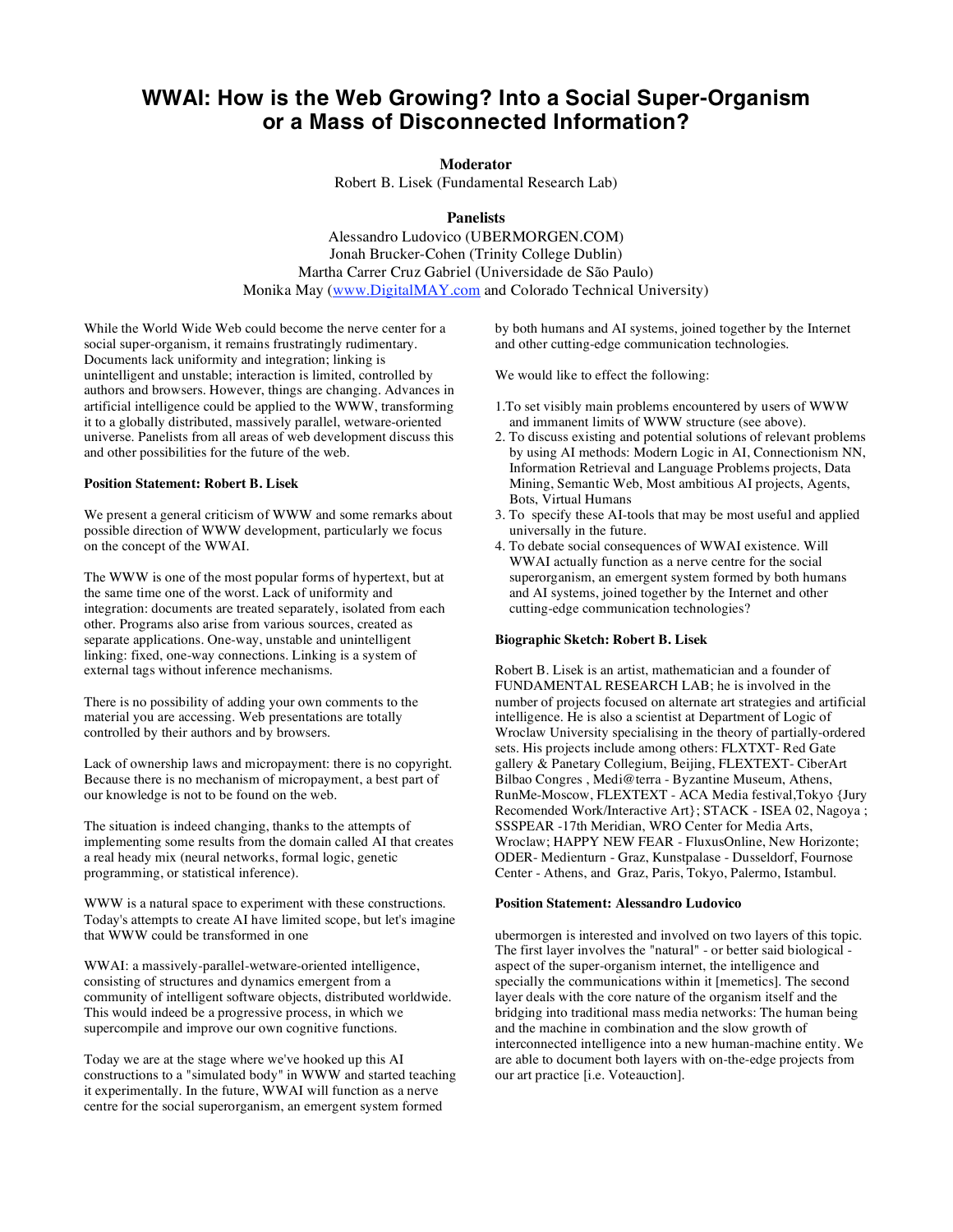# WWAI: How is the Web Growing? Into a Social Super-Organism or a Mass of Disconnected Information?

**Moderator**

Robert B. Lisek (Fundamental Research Lab)

**Panelists**

Alessandro Ludovico (UBERMORGEN.COM)
Jonah Brucker-Cohen (Trinity College Dublin)
Martha Carrer Cruz Gabriel (Universidade de São Paulo)
Monika May (www.DigitalMAY.com and Colorado Technical University)

While the World Wide Web could become the nerve center for a social super-organism, it remains frustratingly rudimentary. Documents lack uniformity and integration; linking is unintelligent and unstable; interaction is limited, controlled by authors and browsers. However, things are changing. Advances in artificial intelligence could be applied to the WWW, transforming it to a globally distributed, massively parallel, wetware-oriented universe. Panelists from all areas of web development discuss this and other possibilities for the future of the web.

**Position Statement: Robert B. Lisek**

We present a general criticism of WWW and some remarks about possible direction of WWW development, particularly we focus on the concept of the WWAI.

The WWW is one of the most popular forms of hypertext, but at the same time one of the worst. Lack of uniformity and integration: documents are treated separately, isolated from each other. Programs also arise from various sources, created as separate applications. One-way, unstable and unintelligent linking: fixed, one-way connections. Linking is a system of external tags without inference mechanisms.

There is no possibility of adding your own comments to the material you are accessing. Web presentations are totally controlled by their authors and by browsers.

Lack of ownership laws and micropayment: there is no copyright. Because there is no mechanism of micropayment, a best part of our knowledge is not to be found on the web.

The situation is indeed changing, thanks to the attempts of implementing some results from the domain called AI that creates a real heady mix (neural networks, formal logic, genetic programming, or statistical inference).

WWW is a natural space to experiment with these constructions. Today's attempts to create AI have limited scope, but let's imagine that WWW could be transformed in one

WWAI: a massively-parallel-wetware-oriented intelligence, consisting of structures and dynamics emergent from a community of intelligent software objects, distributed worldwide. This would indeed be a progressive process, in which we supercompile and improve our own cognitive functions.

Today we are at the stage where we've hooked up this AI constructions to a "simulated body" in WWW and started teaching it experimentally. In the future, WWAI will function as a nerve centre for the social superorganism, an emergent system formed by both humans and AI systems, joined together by the Internet and other cutting-edge communication technologies.

We would like to effect the following:

1. To set visibly main problems encountered by users of WWW and immanent limits of WWW structure (see above).
2. To discuss existing and potential solutions of relevant problems by using AI methods: Modern Logic in AI, Connectionism NN, Information Retrieval and Language Problems projects, Data Mining, Semantic Web, Most ambitious AI projects, Agents, Bots, Virtual Humans
3. To specify these AI-tools that may be most useful and applied universally in the future.
4. To debate social consequences of WWAI existence. Will WWAI actually function as a nerve centre for the social superorganism, an emergent system formed by both humans and AI systems, joined together by the Internet and other cutting-edge communication technologies?

**Biographic Sketch: Robert B. Lisek**

Robert B. Lisek is an artist, mathematician and a founder of FUNDAMENTAL RESEARCH LAB; he is involved in the number of projects focused on alternate art strategies and artificial intelligence. He is also a scientist at Department of Logic of Wroclaw University specialising in the theory of partially-ordered sets. His projects include among others: FLXTXT- Red Gate gallery & Panetary Collegium, Beijing, FLEXTEXT- CiberArt Bilbao Congres , Medi@terra - Byzantine Museum, Athens, RunMe-Moscow, FLEXTEXT - ACA Media festival,Tokyo {Jury Recomended Work/Interactive Art}; STACK - ISEA 02, Nagoya ; SSSPEAR -17th Meridian, WRO Center for Media Arts, Wroclaw; HAPPY NEW FEAR - FluxusOnline, New Horizonte; ODER- Medienturn - Graz, Kunstpalase - Dusseldorf, Fournose Center - Athens, and Graz, Paris, Tokyo, Palermo, Istambul.

**Position Statement: Alessandro Ludovico**

ubermorgen is interested and involved on two layers of this topic. The first layer involves the "natural" - or better said biological - aspect of the super-organism internet, the intelligence and specially the communications within it [memetics]. The second layer deals with the core nature of the organism itself and the bridging into traditional mass media networks: The human being and the machine in combination and the slow growth of interconnected intelligence into a new human-machine entity. We are able to document both layers with on-the-edge projects from our art practice [i.e. Voteauction].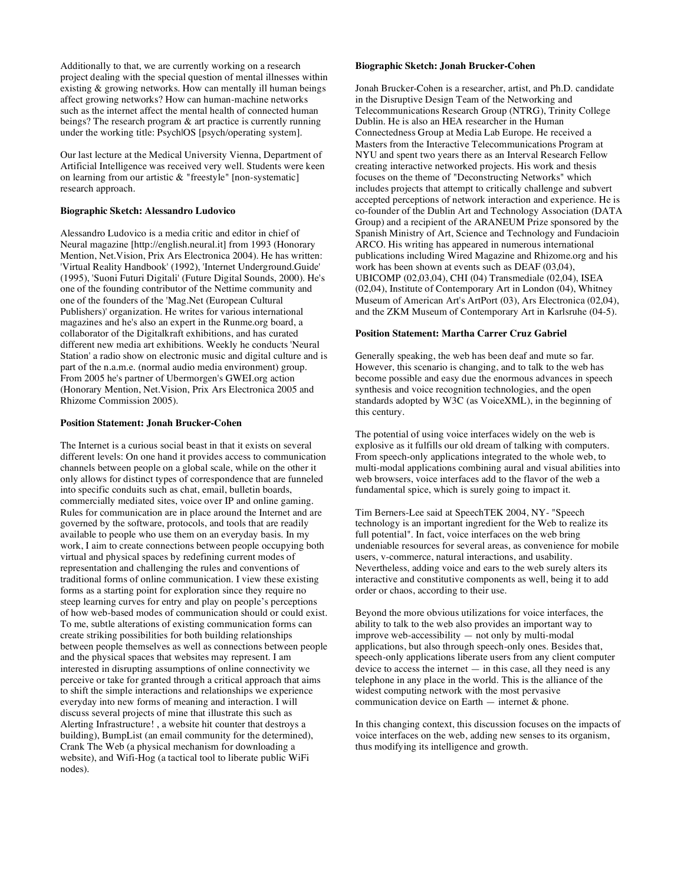Additionally to that, we are currently working on a research project dealing with the special question of mental illnesses within existing & growing networks. How can mentally ill human beings affect growing networks? How can human-machine networks such as the internet affect the mental health of connected human beings? The research program & art practice is currently running under the working title: Psych|OS [psych/operating system].

Our last lecture at the Medical University Vienna, Department of Artificial Intelligence was received very well. Students were keen on learning from our artistic & "freestyle" [non-systematic] research approach.

**Biographic Sketch: Alessandro Ludovico**

Alessandro Ludovico is a media critic and editor in chief of Neural magazine [http://english.neural.it] from 1993 (Honorary Mention, Net.Vision, Prix Ars Electronica 2004). He has written: 'Virtual Reality Handbook' (1992), 'Internet Underground.Guide' (1995), 'Suoni Futuri Digitali' (Future Digital Sounds, 2000). He's one of the founding contributor of the Nettime community and one of the founders of the 'Mag.Net (European Cultural Publishers)' organization. He writes for various international magazines and he's also an expert in the Runme.org board, a collaborator of the Digitalkraft exhibitions, and has curated different new media art exhibitions. Weekly he conducts 'Neural Station' a radio show on electronic music and digital culture and is part of the n.a.m.e. (normal audio media environment) group. From 2005 he's partner of Ubermorgen's GWEI.org action (Honorary Mention, Net.Vision, Prix Ars Electronica 2005 and Rhizome Commission 2005).

**Position Statement: Jonah Brucker-Cohen**

The Internet is a curious social beast in that it exists on several different levels: On one hand it provides access to communication channels between people on a global scale, while on the other it only allows for distinct types of correspondence that are funneled into specific conduits such as chat, email, bulletin boards, commercially mediated sites, voice over IP and online gaming. Rules for communication are in place around the Internet and are governed by the software, protocols, and tools that are readily available to people who use them on an everyday basis. In my work, I aim to create connections between people occupying both virtual and physical spaces by redefining current modes of representation and challenging the rules and conventions of traditional forms of online communication. I view these existing forms as a starting point for exploration since they require no steep learning curves for entry and play on people's perceptions of how web-based modes of communication should or could exist. To me, subtle alterations of existing communication forms can create striking possibilities for both building relationships between people themselves as well as connections between people and the physical spaces that websites may represent. I am interested in disrupting assumptions of online connectivity we perceive or take for granted through a critical approach that aims to shift the simple interactions and relationships we experience everyday into new forms of meaning and interaction. I will discuss several projects of mine that illustrate this such as Alerting Infrastructure! , a website hit counter that destroys a building), BumpList (an email community for the determined), Crank The Web (a physical mechanism for downloading a website), and Wifi-Hog (a tactical tool to liberate public WiFi nodes).

**Biographic Sketch: Jonah Brucker-Cohen**

Jonah Brucker-Cohen is a researcher, artist, and Ph.D. candidate in the Disruptive Design Team of the Networking and Telecommunications Research Group (NTRG), Trinity College Dublin. He is also an HEA researcher in the Human Connectedness Group at Media Lab Europe. He received a Masters from the Interactive Telecommunications Program at NYU and spent two years there as an Interval Research Fellow creating interactive networked projects. His work and thesis focuses on the theme of "Deconstructing Networks" which includes projects that attempt to critically challenge and subvert accepted perceptions of network interaction and experience. He is co-founder of the Dublin Art and Technology Association (DATA Group) and a recipient of the ARANEUM Prize sponsored by the Spanish Ministry of Art, Science and Technology and Fundacioin ARCO. His writing has appeared in numerous international publications including Wired Magazine and Rhizome.org and his work has been shown at events such as DEAF (03,04), UBICOMP (02,03,04), CHI (04) Transmediale (02,04), ISEA (02,04), Institute of Contemporary Art in London (04), Whitney Museum of American Art's ArtPort (03), Ars Electronica (02,04), and the ZKM Museum of Contemporary Art in Karlsruhe (04-5).

**Position Statement: Martha Carrer Cruz Gabriel**

Generally speaking, the web has been deaf and mute so far. However, this scenario is changing, and to talk to the web has become possible and easy due the enormous advances in speech synthesis and voice recognition technologies, and the open standards adopted by W3C (as VoiceXML), in the beginning of this century.

The potential of using voice interfaces widely on the web is explosive as it fulfills our old dream of talking with computers. From speech-only applications integrated to the whole web, to multi-modal applications combining aural and visual abilities into web browsers, voice interfaces add to the flavor of the web a fundamental spice, which is surely going to impact it.

Tim Berners-Lee said at SpeechTEK 2004, NY- "Speech technology is an important ingredient for the Web to realize its full potential". In fact, voice interfaces on the web bring undeniable resources for several areas, as convenience for mobile users, v-commerce, natural interactions, and usability. Nevertheless, adding voice and ears to the web surely alters its interactive and constitutive components as well, being it to add order or chaos, according to their use.

Beyond the more obvious utilizations for voice interfaces, the ability to talk to the web also provides an important way to improve web-accessibility — not only by multi-modal applications, but also through speech-only ones. Besides that, speech-only applications liberate users from any client computer device to access the internet — in this case, all they need is any telephone in any place in the world. This is the alliance of the widest computing network with the most pervasive communication device on Earth — internet & phone.

In this changing context, this discussion focuses on the impacts of voice interfaces on the web, adding new senses to its organism, thus modifying its intelligence and growth.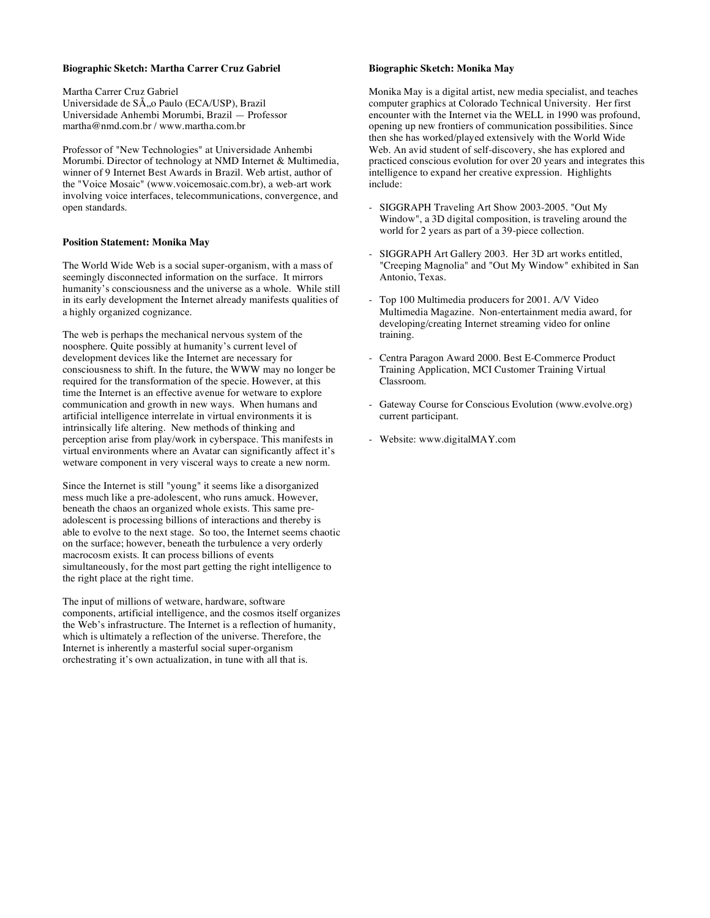**Biographic Sketch: Martha Carrer Cruz Gabriel**

Martha Carrer Cruz Gabriel
Universidade de SÅ„o Paulo (ECA/USP), Brazil
Universidade Anhembi Morumbi, Brazil — Professor
martha@nmd.com.br / www.martha.com.br

Professor of "New Technologies" at Universidade Anhembi Morumbi. Director of technology at NMD Internet & Multimedia, winner of 9 Internet Best Awards in Brazil. Web artist, author of the "Voice Mosaic" (www.voicemosaic.com.br), a web-art work involving voice interfaces, telecommunications, convergence, and open standards.

**Position Statement: Monika May**

The World Wide Web is a social super-organism, with a mass of seemingly disconnected information on the surface. It mirrors humanity's consciousness and the universe as a whole. While still in its early development the Internet already manifests qualities of a highly organized cognizance.

The web is perhaps the mechanical nervous system of the noosphere. Quite possibly at humanity's current level of development devices like the Internet are necessary for consciousness to shift. In the future, the WWW may no longer be required for the transformation of the specie. However, at this time the Internet is an effective avenue for wetware to explore communication and growth in new ways. When humans and artificial intelligence interrelate in virtual environments it is intrinsically life altering. New methods of thinking and perception arise from play/work in cyberspace. This manifests in virtual environments where an Avatar can significantly affect it's wetware component in very visceral ways to create a new norm.

Since the Internet is still "young" it seems like a disorganized mess much like a pre-adolescent, who runs amuck. However, beneath the chaos an organized whole exists. This same pre-adolescent is processing billions of interactions and thereby is able to evolve to the next stage. So too, the Internet seems chaotic on the surface; however, beneath the turbulence a very orderly macrocosm exists. It can process billions of events simultaneously, for the most part getting the right intelligence to the right place at the right time.

The input of millions of wetware, hardware, software components, artificial intelligence, and the cosmos itself organizes the Web's infrastructure. The Internet is a reflection of humanity, which is ultimately a reflection of the universe. Therefore, the Internet is inherently a masterful social super-organism orchestrating it's own actualization, in tune with all that is.

**Biographic Sketch: Monika May**

Monika May is a digital artist, new media specialist, and teaches computer graphics at Colorado Technical University. Her first encounter with the Internet via the WELL in 1990 was profound, opening up new frontiers of communication possibilities. Since then she has worked/played extensively with the World Wide Web. An avid student of self-discovery, she has explored and practiced conscious evolution for over 20 years and integrates this intelligence to expand her creative expression. Highlights include:

- SIGGRAPH Traveling Art Show 2003-2005. "Out My Window", a 3D digital composition, is traveling around the world for 2 years as part of a 39-piece collection.
- SIGGRAPH Art Gallery 2003. Her 3D art works entitled, "Creeping Magnolia" and "Out My Window" exhibited in San Antonio, Texas.
- Top 100 Multimedia producers for 2001. A/V Video Multimedia Magazine. Non-entertainment media award, for developing/creating Internet streaming video for online training.
- Centra Paragon Award 2000. Best E-Commerce Product Training Application, MCI Customer Training Virtual Classroom.
- Gateway Course for Conscious Evolution (www.evolve.org) current participant.
- Website: www.digitalMAY.com